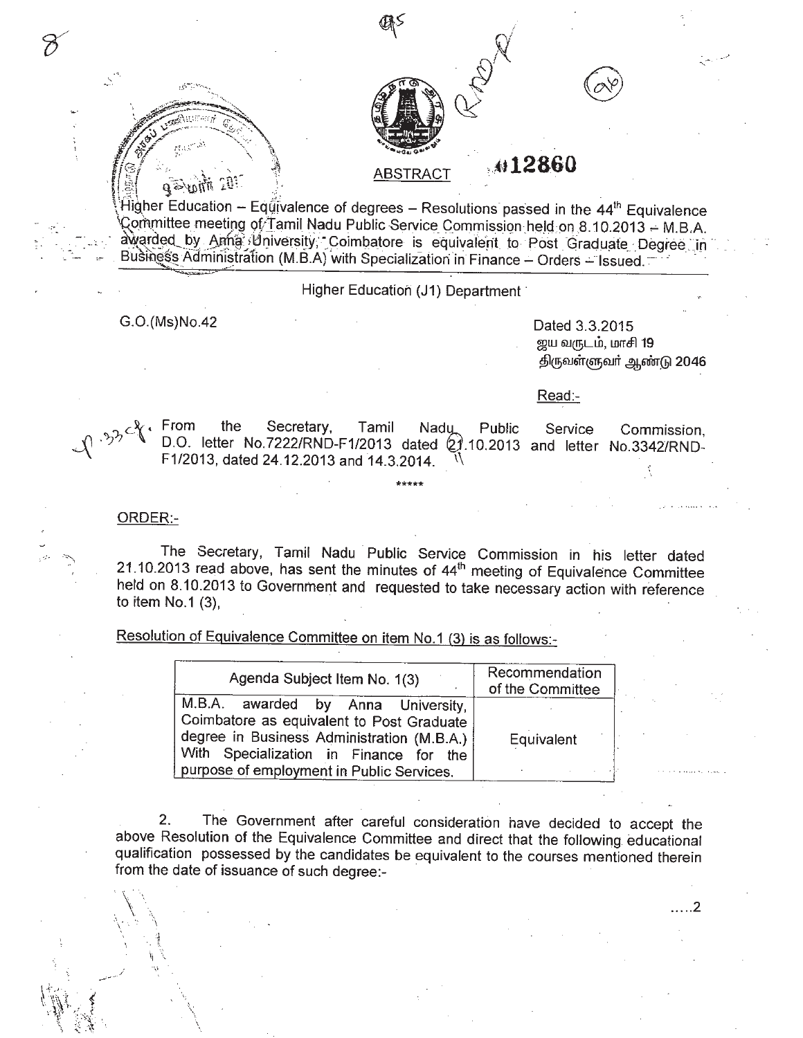## ABSTRACT

Higher Education – Equivalence of degrees – Resolutions passed in the 44th Equivalence Committee meeting of Tamil Nadu Public Service Commission held on 8.10.2013 – M.B.A. awarded by Anna University, Coimbatore is equivalent to Post Graduate Degree in Business Administration (M.B.A) with Specialization in Finance – Orders – Issued.

Higher Education (J1) Department

G.O.(Ms)No.42

Dated 3.3.2015
ஜய வருடம், மாசி 19
திருவள்ளுவர் ஆண்டு 2046

Read:-

From the Secretary, Tamil Nadu Public Service Commission, D.O. letter No.7222/RND-F1/2013 dated 21.10.2013 and letter No.3342/RND-F1/2013, dated 24.12.2013 and 14.3.2014.

*****

ORDER:-

The Secretary, Tamil Nadu Public Service Commission in his letter dated 21.10.2013 read above, has sent the minutes of 44th meeting of Equivalence Committee held on 8.10.2013 to Government and requested to take necessary action with reference to item No.1 (3),

Resolution of Equivalence Committee on item No.1 (3) is as follows:-

| Agenda Subject Item No. 1(3) | Recommendation of the Committee |
|---|---|
| M.B.A. awarded by Anna University, Coimbatore as equivalent to Post Graduate degree in Business Administration (M.B.A.) With Specialization in Finance for the purpose of employment in Public Services. | Equivalent |

2. The Government after careful consideration have decided to accept the above Resolution of the Equivalence Committee and direct that the following educational qualification possessed by the candidates be equivalent to the courses mentioned therein from the date of issuance of such degree:-

.....2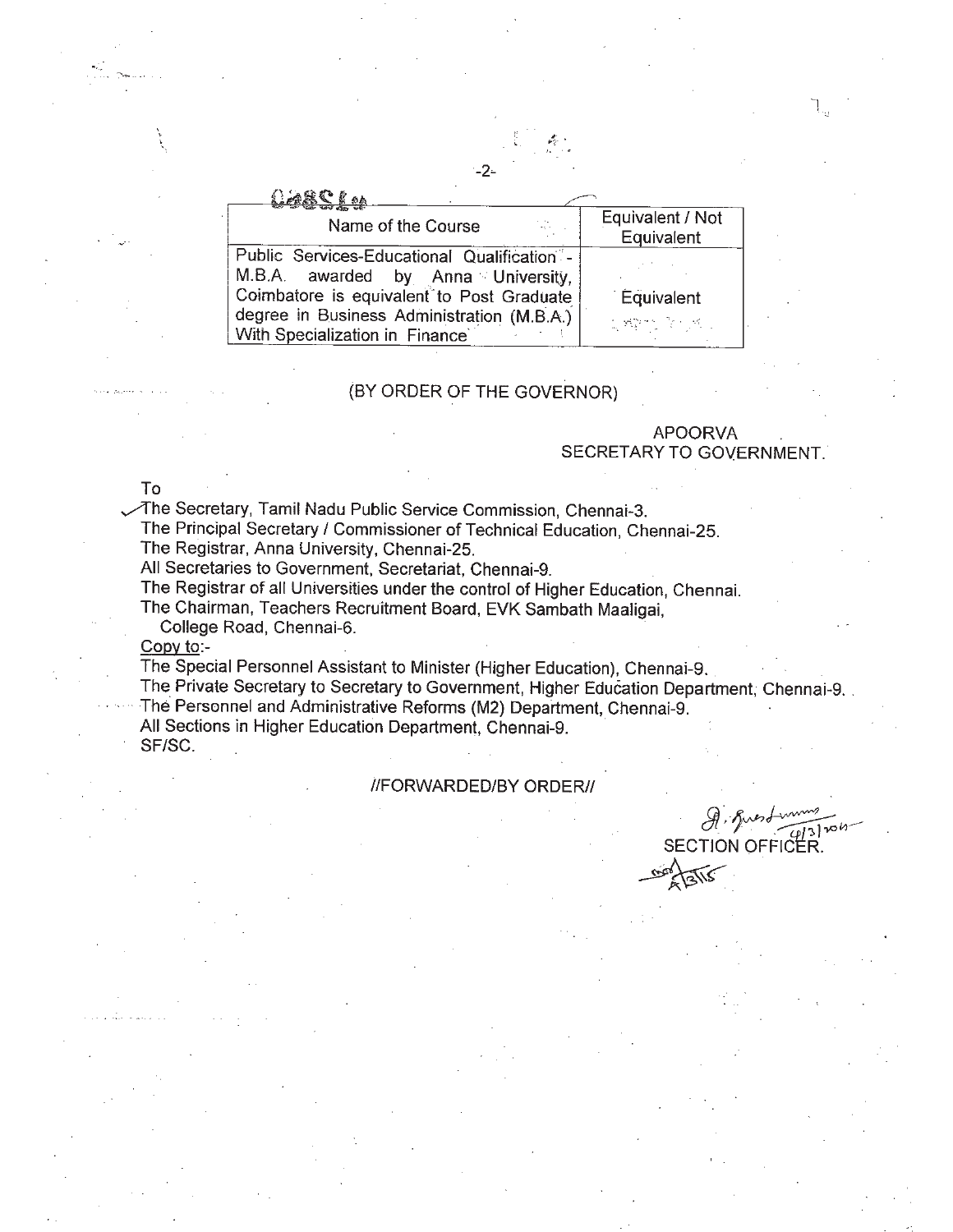| Name of the Course | Equivalent / Not Equivalent |
| --- | --- |
| Public Services-Educational Qualification - M.B.A. awarded by Anna University, Coimbatore is equivalent to Post Graduate degree in Business Administration (M.B.A.) With Specialization in Finance | Equivalent |

(BY ORDER OF THE GOVERNOR)

APOORVA
SECRETARY TO GOVERNMENT.

To

The Secretary, Tamil Nadu Public Service Commission, Chennai-3.
The Principal Secretary / Commissioner of Technical Education, Chennai-25.
The Registrar, Anna University, Chennai-25.
All Secretaries to Government, Secretariat, Chennai-9.
The Registrar of all Universities under the control of Higher Education, Chennai.
The Chairman, Teachers Recruitment Board, EVK Sambath Maaligai,
College Road, Chennai-6.

Copy to:-

The Special Personnel Assistant to Minister (Higher Education), Chennai-9.
The Private Secretary to Secretary to Government, Higher Education Department, Chennai-9.
The Personnel and Administrative Reforms (M2) Department, Chennai-9.
All Sections in Higher Education Department, Chennai-9.
SF/SC.

//FORWARDED/BY ORDER//

SECTION OFFICER.